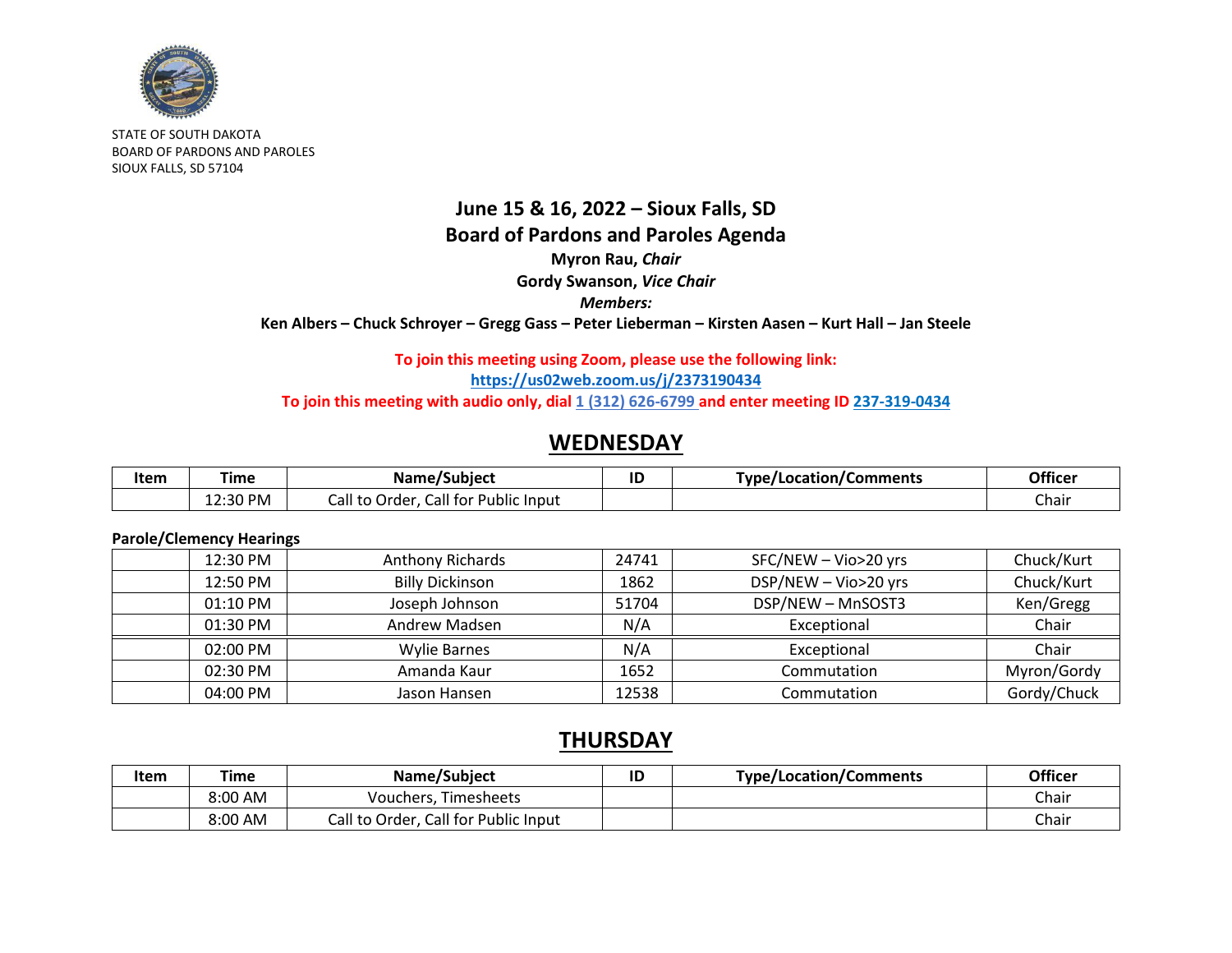STATE OF SOUTH DAKOTA
BOARD OF PARDONS AND PAROLES
SIOUX FALLS, SD 57104

## June 15 & 16, 2022 – Sioux Falls, SD
## Board of Pardons and Paroles Agenda

**Myron Rau, *Chair***
**Gordy Swanson, *Vice Chair***
***Members:***
**Ken Albers – Chuck Schroyer – Gregg Gass – Peter Lieberman – Kirsten Aasen – Kurt Hall – Jan Steele**

**To join this meeting using Zoom, please use the following link:**
**https://us02web.zoom.us/j/2373190434**
**To join this meeting with audio only, dial 1 (312) 626-6799 and enter meeting ID 237-319-0434**

## WEDNESDAY

| Item | Time | Name/Subject | ID | Type/Location/Comments | Officer |
|---|---|---|---|---|---|
| | 12:30 PM | Call to Order, Call for Public Input | | | Chair |

**Parole/Clemency Hearings**

| Item | Time | Name/Subject | ID | Type/Location/Comments | Officer |
|---|---|---|---|---|---|
| | 12:30 PM | Anthony Richards | 24741 | SFC/NEW – Vio>20 yrs | Chuck/Kurt |
| | 12:50 PM | Billy Dickinson | 1862 | DSP/NEW – Vio>20 yrs | Chuck/Kurt |
| | 01:10 PM | Joseph Johnson | 51704 | DSP/NEW – MnSOST3 | Ken/Gregg |
| | 01:30 PM | Andrew Madsen | N/A | Exceptional | Chair |
| | 02:00 PM | Wylie Barnes | N/A | Exceptional | Chair |
| | 02:30 PM | Amanda Kaur | 1652 | Commutation | Myron/Gordy |
| | 04:00 PM | Jason Hansen | 12538 | Commutation | Gordy/Chuck |

## THURSDAY

| Item | Time | Name/Subject | ID | Type/Location/Comments | Officer |
|---|---|---|---|---|---|
| | 8:00 AM | Vouchers, Timesheets | | | Chair |
| | 8:00 AM | Call to Order, Call for Public Input | | | Chair |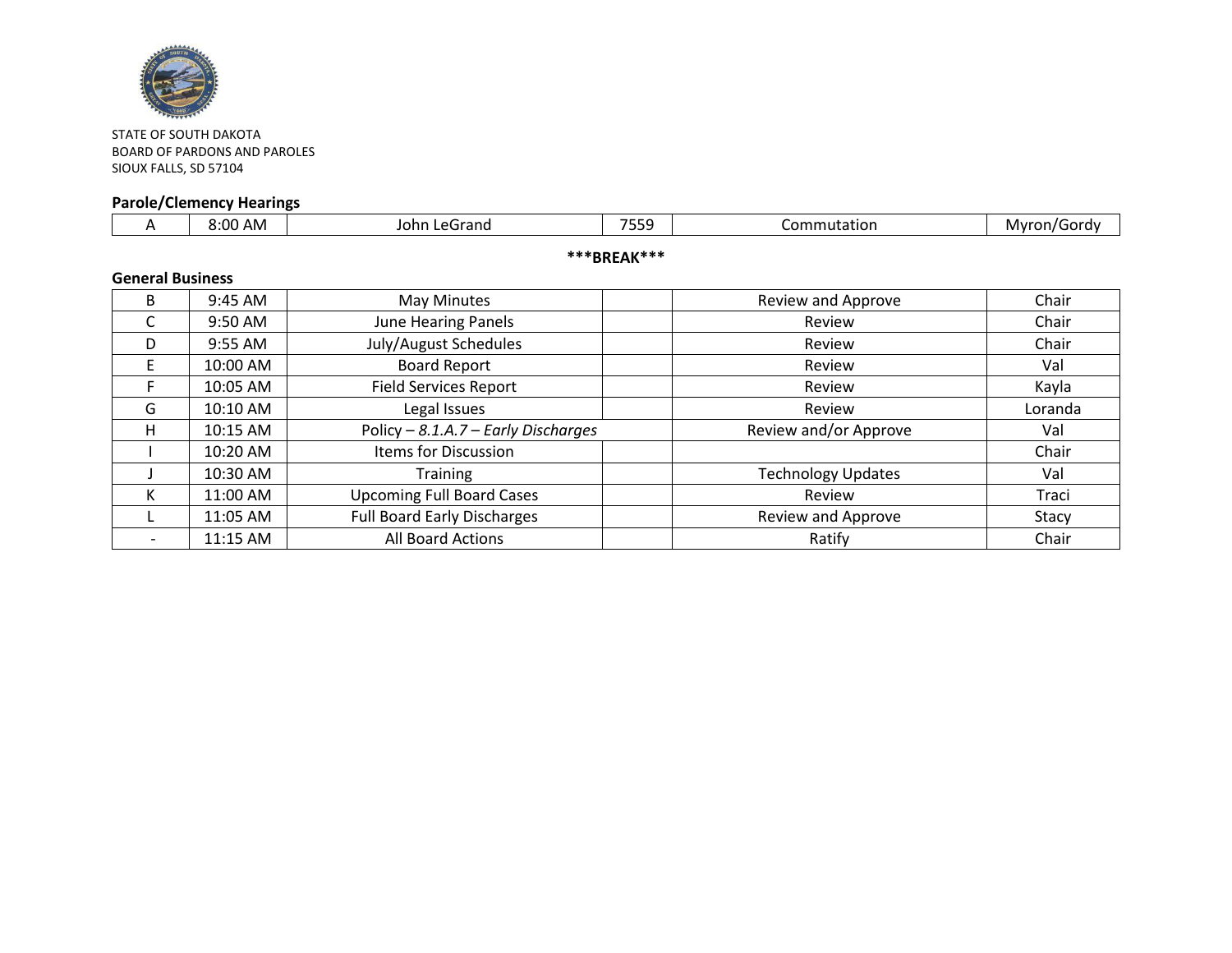STATE OF SOUTH DAKOTA
BOARD OF PARDONS AND PAROLES
SIOUX FALLS, SD 57104

**Parole/Clemency Hearings**

| | | | | | |
|---|---|---|---|---|---|
| A | 8:00 AM | John LeGrand | 7559 | Commutation | Myron/Gordy |

**\*\*\*BREAK\*\*\***

**General Business**

| | | | | | |
|---|---|---|---|---|---|
| B | 9:45 AM | May Minutes | | Review and Approve | Chair |
| C | 9:50 AM | June Hearing Panels | | Review | Chair |
| D | 9:55 AM | July/August Schedules | | Review | Chair |
| E | 10:00 AM | Board Report | | Review | Val |
| F | 10:05 AM | Field Services Report | | Review | Kayla |
| G | 10:10 AM | Legal Issues | | Review | Loranda |
| H | 10:15 AM | Policy – *8.1.A.7 – Early Discharges* | | Review and/or Approve | Val |
| I | 10:20 AM | Items for Discussion | | | Chair |
| J | 10:30 AM | Training | | Technology Updates | Val |
| K | 11:00 AM | Upcoming Full Board Cases | | Review | Traci |
| L | 11:05 AM | Full Board Early Discharges | | Review and Approve | Stacy |
| - | 11:15 AM | All Board Actions | | Ratify | Chair |